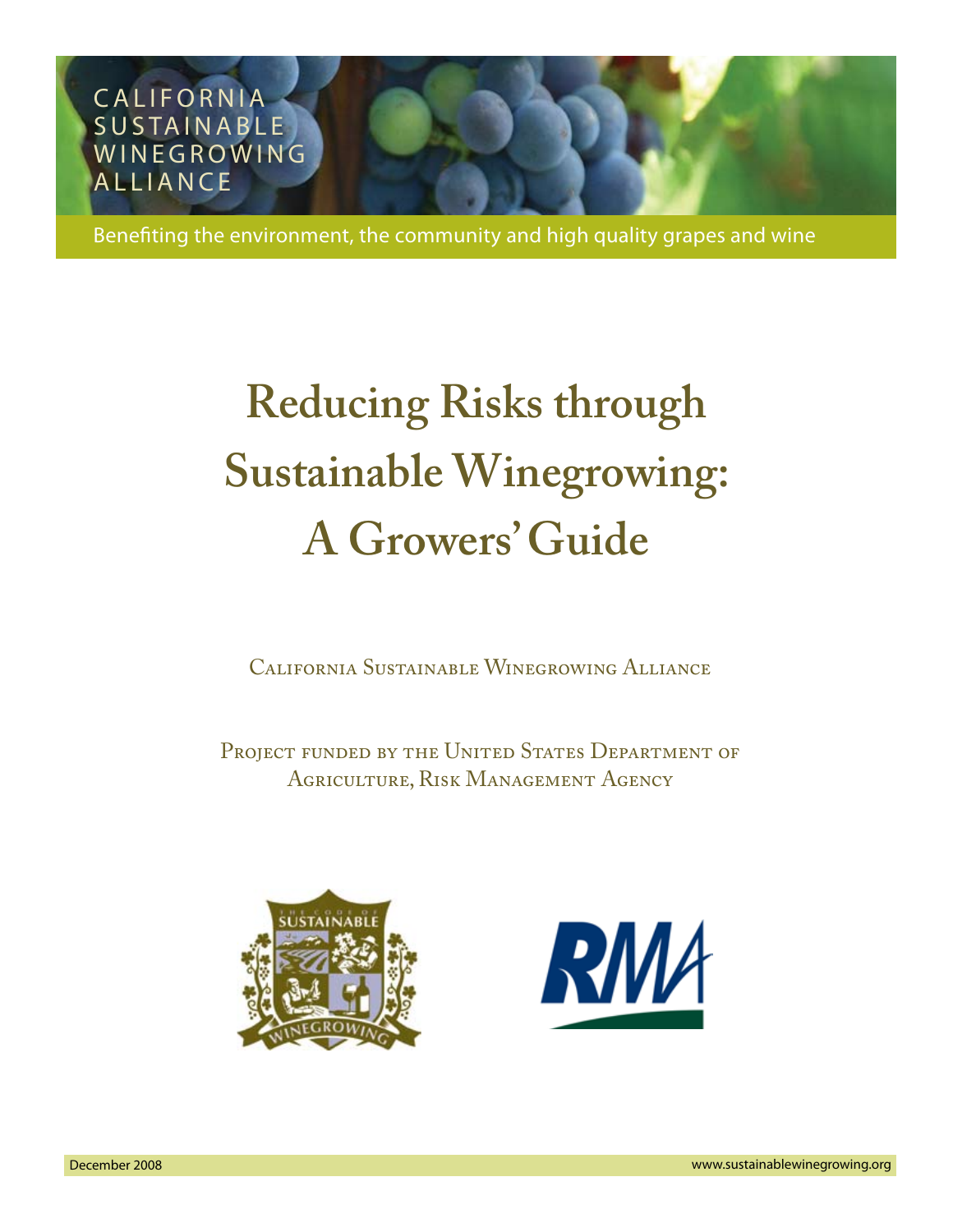CALIFORNIA SUSTAINABLE WINEGROWING ALLIANCE

Benefiting the environment, the community and high quality grapes and wine

# Reducing Risks through Sustainable Winegrowing: A Growers' Guide

California Sustainable Winegrowing Alliance

Project funded by the United States Department of Agriculture, Risk Management Agency

December 2008

www.sustainablewinegrowing.org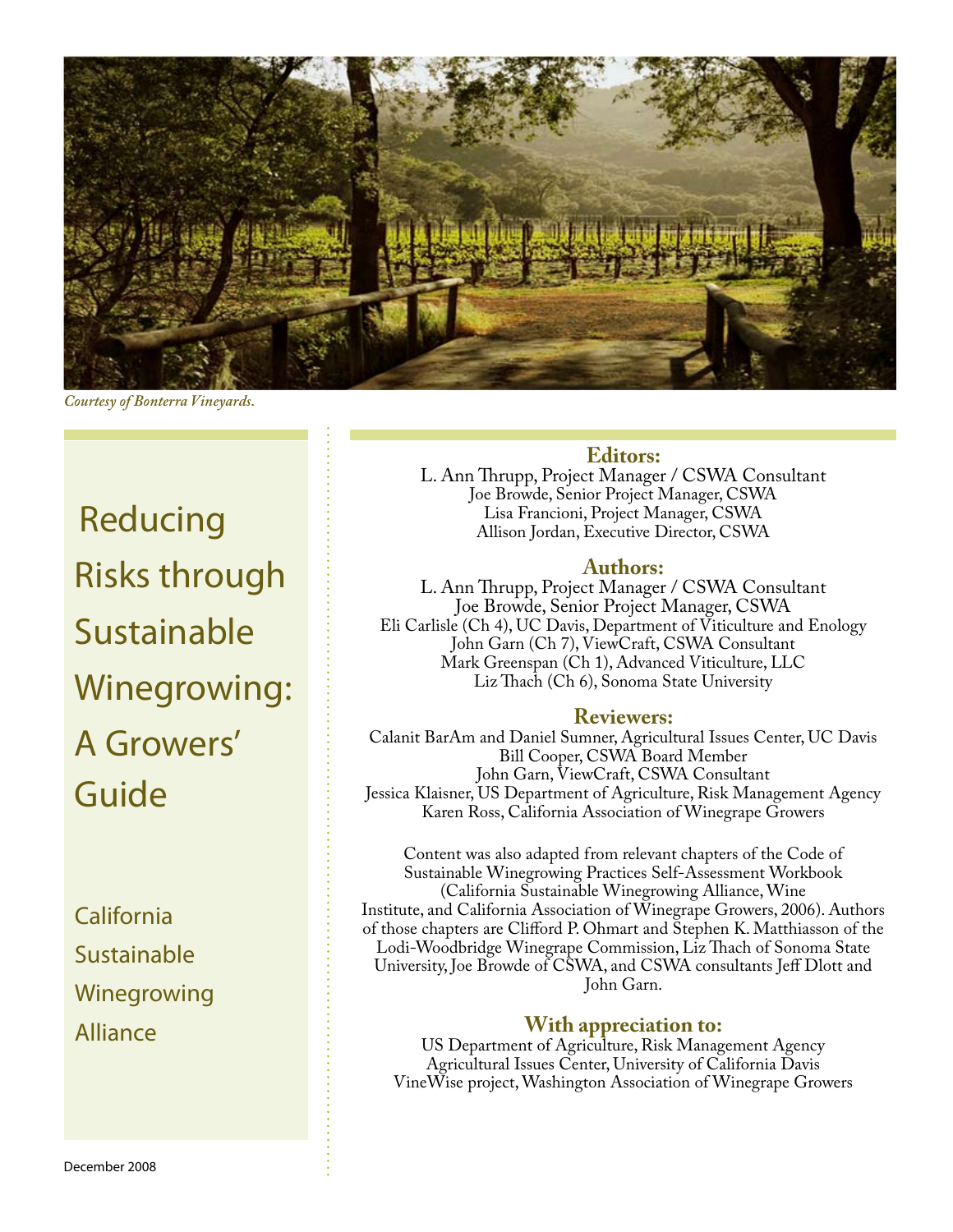*Courtesy of Bonterra Vineyards.*

# Reducing Risks through Sustainable Winegrowing: A Growers' Guide

California Sustainable Winegrowing Alliance

December 2008

**Editors:**

L. Ann Thrupp, Project Manager / CSWA Consultant
Joe Browde, Senior Project Manager, CSWA
Lisa Francioni, Project Manager, CSWA
Allison Jordan, Executive Director, CSWA

**Authors:**

L. Ann Thrupp, Project Manager / CSWA Consultant
Joe Browde, Senior Project Manager, CSWA
Eli Carlisle (Ch 4), UC Davis, Department of Viticulture and Enology
John Garn (Ch 7), ViewCraft, CSWA Consultant
Mark Greenspan (Ch 1), Advanced Viticulture, LLC
Liz Thach (Ch 6), Sonoma State University

**Reviewers:**

Calanit BarAm and Daniel Sumner, Agricultural Issues Center, UC Davis
Bill Cooper, CSWA Board Member
John Garn, ViewCraft, CSWA Consultant
Jessica Klaisner, US Department of Agriculture, Risk Management Agency
Karen Ross, California Association of Winegrape Growers

Content was also adapted from relevant chapters of the Code of Sustainable Winegrowing Practices Self-Assessment Workbook (California Sustainable Winegrowing Alliance, Wine Institute, and California Association of Winegrape Growers, 2006). Authors of those chapters are Clifford P. Ohmart and Stephen K. Matthiasson of the Lodi-Woodbridge Winegrape Commission, Liz Thach of Sonoma State University, Joe Browde of CSWA, and CSWA consultants Jeff Dlott and John Garn.

**With appreciation to:**

US Department of Agriculture, Risk Management Agency
Agricultural Issues Center, University of California Davis
VineWise project, Washington Association of Winegrape Growers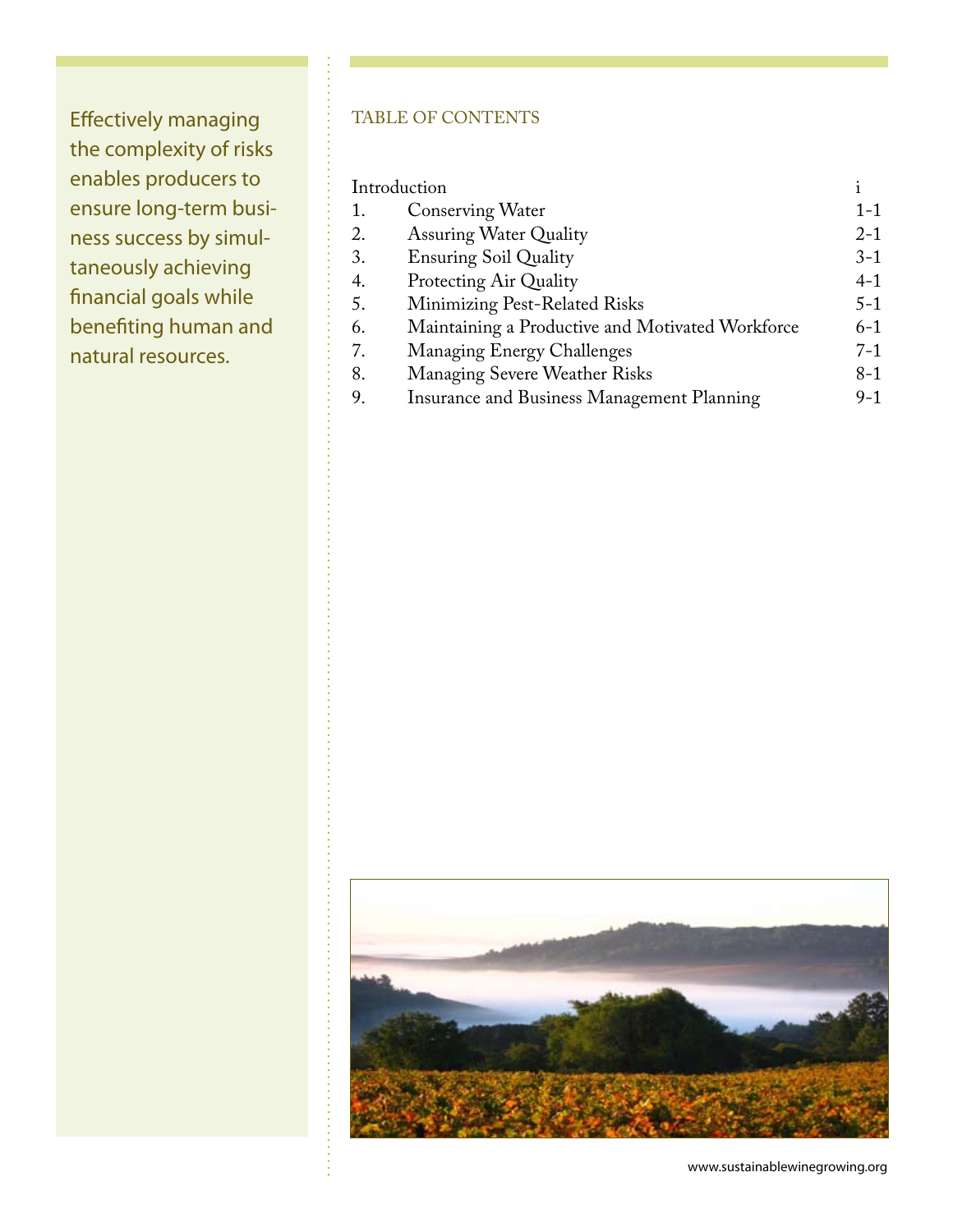Effectively managing the complexity of risks enables producers to ensure long-term business success by simultaneously achieving financial goals while benefiting human and natural resources.

## TABLE OF CONTENTS

| | | |
|---|---|---|
| Introduction | | i |
| 1. | Conserving Water | 1-1 |
| 2. | Assuring Water Quality | 2-1 |
| 3. | Ensuring Soil Quality | 3-1 |
| 4. | Protecting Air Quality | 4-1 |
| 5. | Minimizing Pest-Related Risks | 5-1 |
| 6. | Maintaining a Productive and Motivated Workforce | 6-1 |
| 7. | Managing Energy Challenges | 7-1 |
| 8. | Managing Severe Weather Risks | 8-1 |
| 9. | Insurance and Business Management Planning | 9-1 |

www.sustainablewinegrowing.org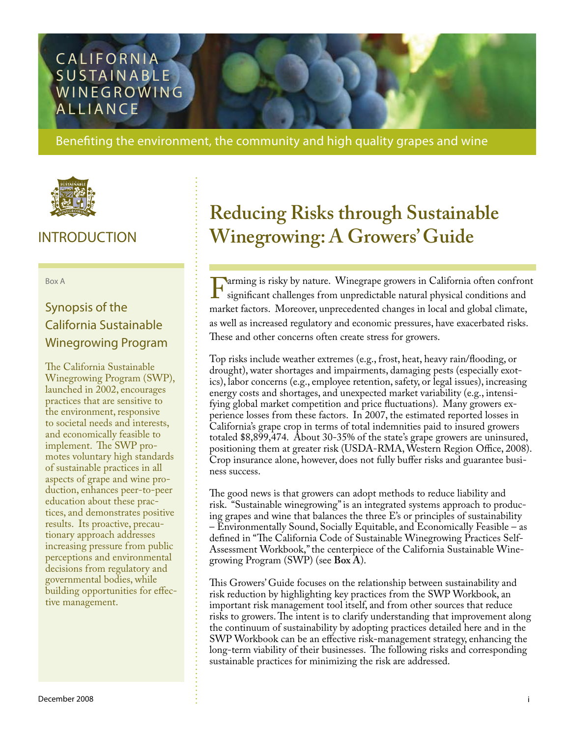CALIFORNIA SUSTAINABLE WINEGROWING ALLIANCE

Benefiting the environment, the community and high quality grapes and wine

## INTRODUCTION

Box A

### Synopsis of the California Sustainable Winegrowing Program

The California Sustainable Winegrowing Program (SWP), launched in 2002, encourages practices that are sensitive to the environment, responsive to societal needs and interests, and economically feasible to implement. The SWP promotes voluntary high standards of sustainable practices in all aspects of grape and wine production, enhances peer-to-peer education about these practices, and demonstrates positive results. Its proactive, precautionary approach addresses increasing pressure from public perceptions and environmental decisions from regulatory and governmental bodies, while building opportunities for effective management.

# Reducing Risks through Sustainable Winegrowing: A Growers' Guide

Farming is risky by nature. Winegrape growers in California often confront significant challenges from unpredictable natural physical conditions and market factors. Moreover, unprecedented changes in local and global climate, as well as increased regulatory and economic pressures, have exacerbated risks. These and other concerns often create stress for growers.

Top risks include weather extremes (e.g., frost, heat, heavy rain/flooding, or drought), water shortages and impairments, damaging pests (especially exotics), labor concerns (e.g., employee retention, safety, or legal issues), increasing energy costs and shortages, and unexpected market variability (e.g., intensifying global market competition and price fluctuations). Many growers experience losses from these factors. In 2007, the estimated reported losses in California's grape crop in terms of total indemnities paid to insured growers totaled $8,899,474. About 30-35% of the state's grape growers are uninsured, positioning them at greater risk (USDA-RMA, Western Region Office, 2008). Crop insurance alone, however, does not fully buffer risks and guarantee business success.

The good news is that growers can adopt methods to reduce liability and risk. "Sustainable winegrowing" is an integrated systems approach to producing grapes and wine that balances the three E's or principles of sustainability – Environmentally Sound, Socially Equitable, and Economically Feasible – as defined in "The California Code of Sustainable Winegrowing Practices Self-Assessment Workbook," the centerpiece of the California Sustainable Winegrowing Program (SWP) (see **Box A**).

This Growers' Guide focuses on the relationship between sustainability and risk reduction by highlighting key practices from the SWP Workbook, an important risk management tool itself, and from other sources that reduce risks to growers. The intent is to clarify understanding that improvement along the continuum of sustainability by adopting practices detailed here and in the SWP Workbook can be an effective risk-management strategy, enhancing the long-term viability of their businesses. The following risks and corresponding sustainable practices for minimizing the risk are addressed.

December 2008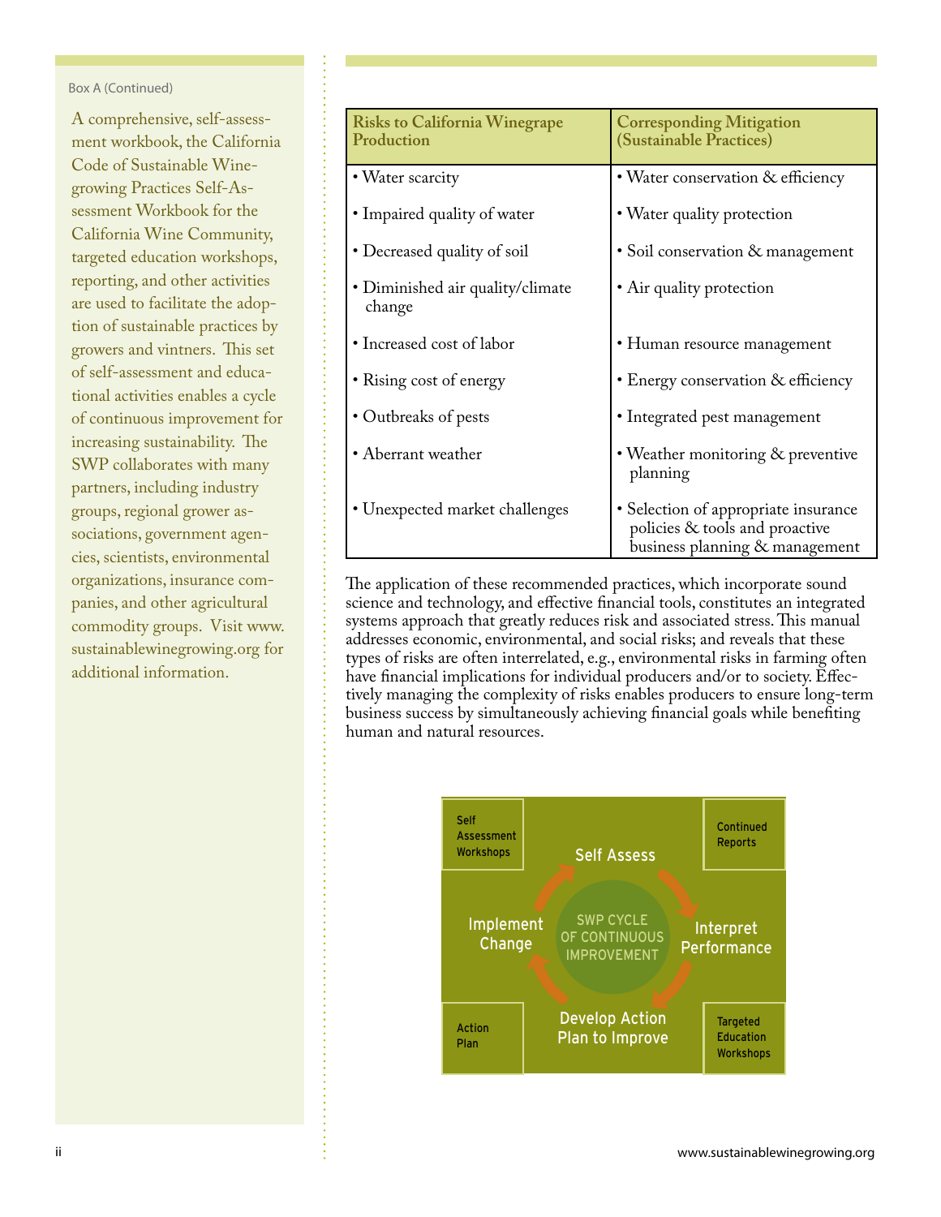Box A (Continued)

A comprehensive, self-assessment workbook, the California Code of Sustainable Winegrowing Practices Self-Assessment Workbook for the California Wine Community, targeted education workshops, reporting, and other activities are used to facilitate the adoption of sustainable practices by growers and vintners. This set of self-assessment and educational activities enables a cycle of continuous improvement for increasing sustainability. The SWP collaborates with many partners, including industry groups, regional grower associations, government agencies, scientists, environmental organizations, insurance companies, and other agricultural commodity groups. Visit www.sustainablewinegrowing.org for additional information.

| Risks to California Winegrape Production | Corresponding Mitigation (Sustainable Practices) |
|---|---|
| • Water scarcity | • Water conservation & efficiency |
| • Impaired quality of water | • Water quality protection |
| • Decreased quality of soil | • Soil conservation & management |
| • Diminished air quality/climate change | • Air quality protection |
| • Increased cost of labor | • Human resource management |
| • Rising cost of energy | • Energy conservation & efficiency |
| • Outbreaks of pests | • Integrated pest management |
| • Aberrant weather | • Weather monitoring & preventive planning |
| • Unexpected market challenges | • Selection of appropriate insurance policies & tools and proactive business planning & management |

The application of these recommended practices, which incorporate sound science and technology, and effective financial tools, constitutes an integrated systems approach that greatly reduces risk and associated stress. This manual addresses economic, environmental, and social risks; and reveals that these types of risks are often interrelated, e.g., environmental risks in farming often have financial implications for individual producers and/or to society. Effectively managing the complexity of risks enables producers to ensure long-term business success by simultaneously achieving financial goals while benefiting human and natural resources.

Self Assessment Workshops

Continued Reports

Self Assess

Interpret Performance

Develop Action Plan to Improve

Implement Change

SWP CYCLE OF CONTINUOUS IMPROVEMENT

Action Plan

Targeted Education Workshops